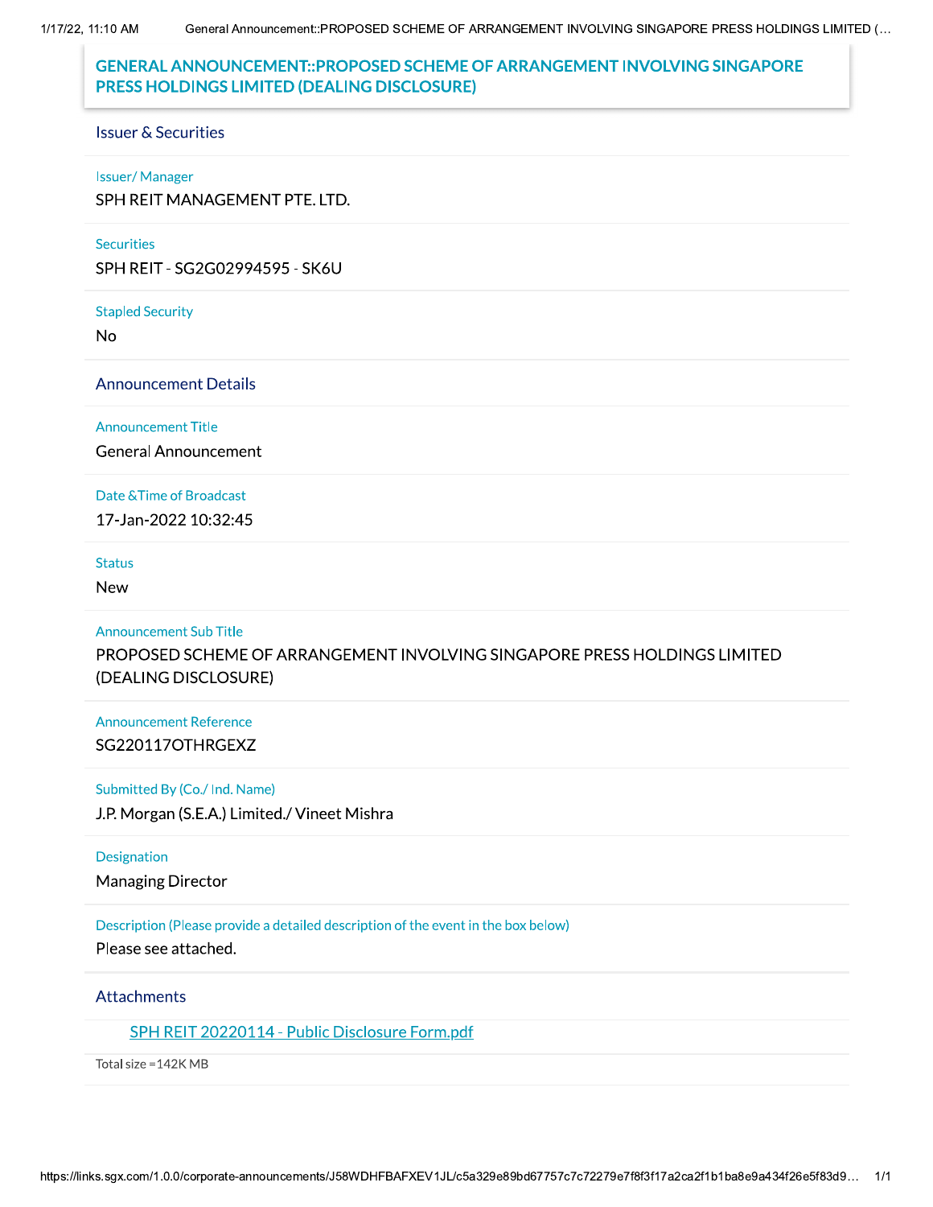# GENERAL ANNOUNCEMENT::PROPOSED SCHEME OF ARRANGEMENT INVOLVING SINGAPORE PRESS HOLDINGS LIMITED (DEALING DISCLOSURE)

## Issuer & Securities

**Issuer/ Manager**

SPH REIT MANAGEMENT PTE. LTD.

**Securities**

SPH REIT - SG2G02994595 - SK6U

**Stapled Security**

No

## Announcement Details

**Announcement Title**

General Announcement

**Date &Time of Broadcast**

17-Jan-2022 10:32:45

**Status**

New

**Announcement Sub Title**

PROPOSED SCHEME OF ARRANGEMENT INVOLVING SINGAPORE PRESS HOLDINGS LIMITED (DEALING DISCLOSURE)

**Announcement Reference**

SG220117OTHRGEXZ

**Submitted By (Co./ Ind. Name)**

J.P. Morgan (S.E.A.) Limited./ Vineet Mishra

**Designation**

Managing Director

**Description (Please provide a detailed description of the event in the box below)**

Please see attached.

## Attachments

SPH REIT 20220114 - Public Disclosure Form.pdf

Total size =142K MB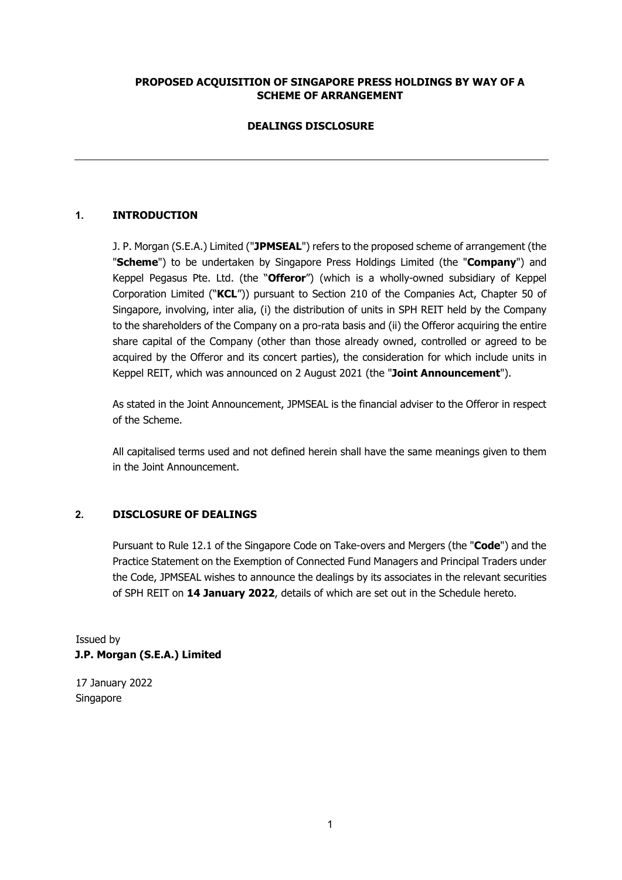**PROPOSED ACQUISITION OF SINGAPORE PRESS HOLDINGS BY WAY OF A SCHEME OF ARRANGEMENT**

**DEALINGS DISCLOSURE**

---

## 1. INTRODUCTION

J. P. Morgan (S.E.A.) Limited ("**JPMSEAL**") refers to the proposed scheme of arrangement (the "**Scheme**") to be undertaken by Singapore Press Holdings Limited (the "**Company**") and Keppel Pegasus Pte. Ltd. (the "**Offeror**") (which is a wholly-owned subsidiary of Keppel Corporation Limited ("**KCL**")) pursuant to Section 210 of the Companies Act, Chapter 50 of Singapore, involving, inter alia, (i) the distribution of units in SPH REIT held by the Company to the shareholders of the Company on a pro-rata basis and (ii) the Offeror acquiring the entire share capital of the Company (other than those already owned, controlled or agreed to be acquired by the Offeror and its concert parties), the consideration for which include units in Keppel REIT, which was announced on 2 August 2021 (the "**Joint Announcement**").

As stated in the Joint Announcement, JPMSEAL is the financial adviser to the Offeror in respect of the Scheme.

All capitalised terms used and not defined herein shall have the same meanings given to them in the Joint Announcement.

## 2. DISCLOSURE OF DEALINGS

Pursuant to Rule 12.1 of the Singapore Code on Take-overs and Mergers (the "**Code**") and the Practice Statement on the Exemption of Connected Fund Managers and Principal Traders under the Code, JPMSEAL wishes to announce the dealings by its associates in the relevant securities of SPH REIT on **14 January 2022**, details of which are set out in the Schedule hereto.

Issued by
**J.P. Morgan (S.E.A.) Limited**

17 January 2022
Singapore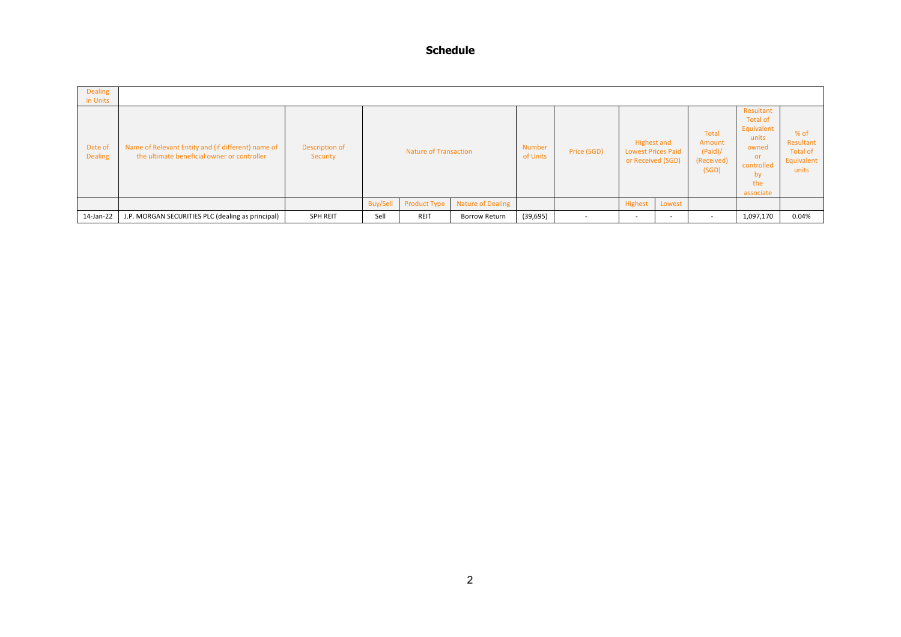## Schedule

| Dealing in Units | | | | | | | | | | | | |
|---|---|---|---|---|---|---|---|---|---|---|---|---|
| Date of Dealing | Name of Relevant Entity and (if different) name of the ultimate beneficial owner or controller | Description of Security | Nature of Transaction | | | Number of Units | Price (SGD) | Highest and Lowest Prices Paid or Received (SGD) | | Total Amount (Paid)/ (Received) (SGD) | Resultant Total of Equivalent units owned or controlled by the associate | % of Resultant Total of Equivalent units |
| | | | Buy/Sell | Product Type | Nature of Dealing | | | Highest | Lowest | | | |
| 14-Jan-22 | J.P. MORGAN SECURITIES PLC (dealing as principal) | SPH REIT | Sell | REIT | Borrow Return | (39,695) | - | - | - | - | 1,097,170 | 0.04% |